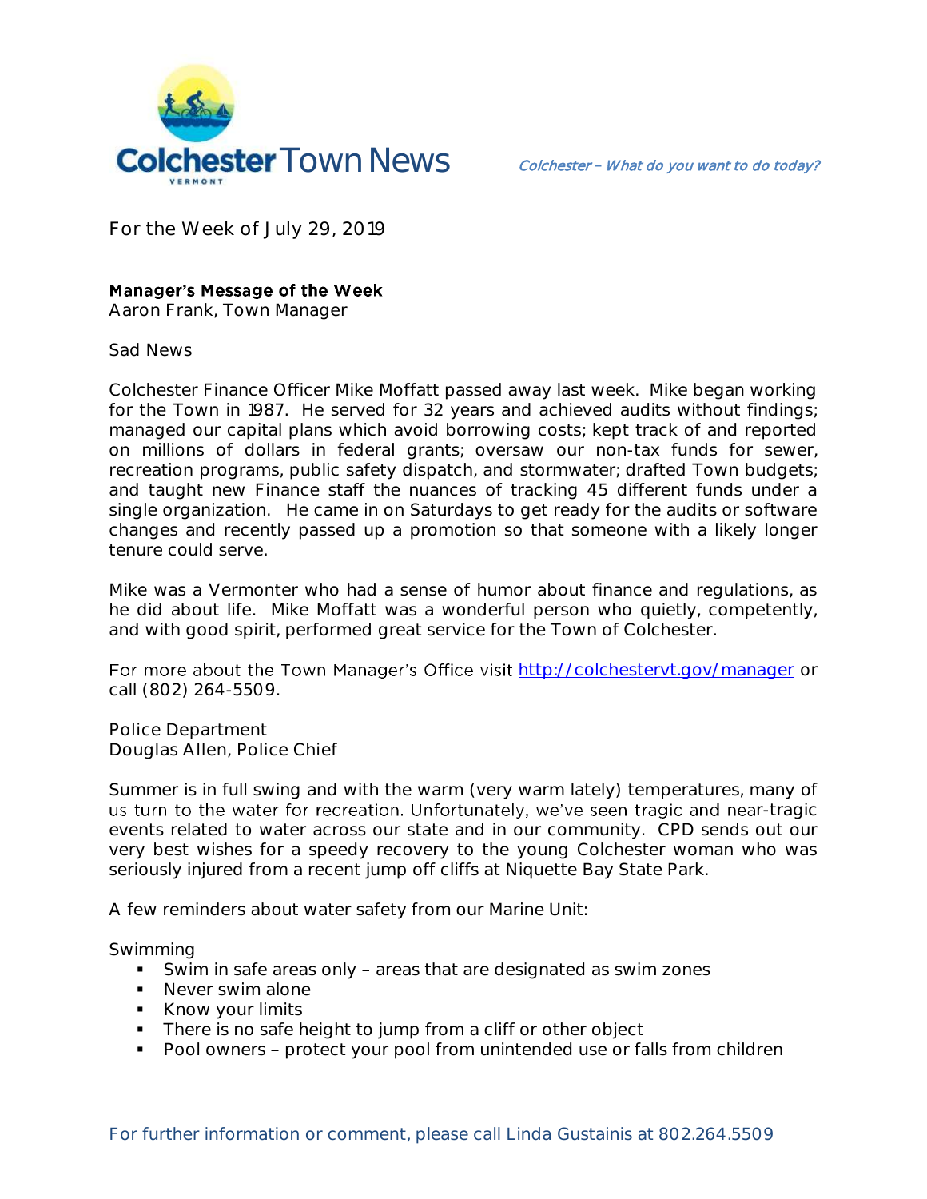# Colchester Town News

*Colchester – What do you want to do today?*

For the Week of July 29, 2019

## Manager's Message of the Week

Aaron Frank, Town Manager

Sad News

Colchester Finance Officer Mike Moffatt passed away last week. Mike began working for the Town in 1987. He served for 32 years and achieved audits without findings; managed our capital plans which avoid borrowing costs; kept track of and reported on millions of dollars in federal grants; oversaw our non-tax funds for sewer, recreation programs, public safety dispatch, and stormwater; drafted Town budgets; and taught new Finance staff the nuances of tracking 45 different funds under a single organization. He came in on Saturdays to get ready for the audits or software changes and recently passed up a promotion so that someone with a likely longer tenure could serve.

Mike was a Vermonter who had a sense of humor about finance and regulations, as he did about life. Mike Moffatt was a wonderful person who quietly, competently, and with good spirit, performed great service for the Town of Colchester.

For more about the Town Manager's Office visit http://colchestervt.gov/manager or call (802) 264-5509.

Police Department

Douglas Allen, Police Chief

Summer is in full swing and with the warm (very warm lately) temperatures, many of us turn to the water for recreation. Unfortunately, we've seen tragic and near-tragic events related to water across our state and in our community. CPD sends out our very best wishes for a speedy recovery to the young Colchester woman who was seriously injured from a recent jump off cliffs at Niquette Bay State Park.

A few reminders about water safety from our Marine Unit:

Swimming

- Swim in safe areas only – areas that are designated as swim zones
- Never swim alone
- Know your limits
- There is no safe height to jump from a cliff or other object
- Pool owners – protect your pool from unintended use or falls from children

For further information or comment, please call Linda Gustainis at 802.264.5509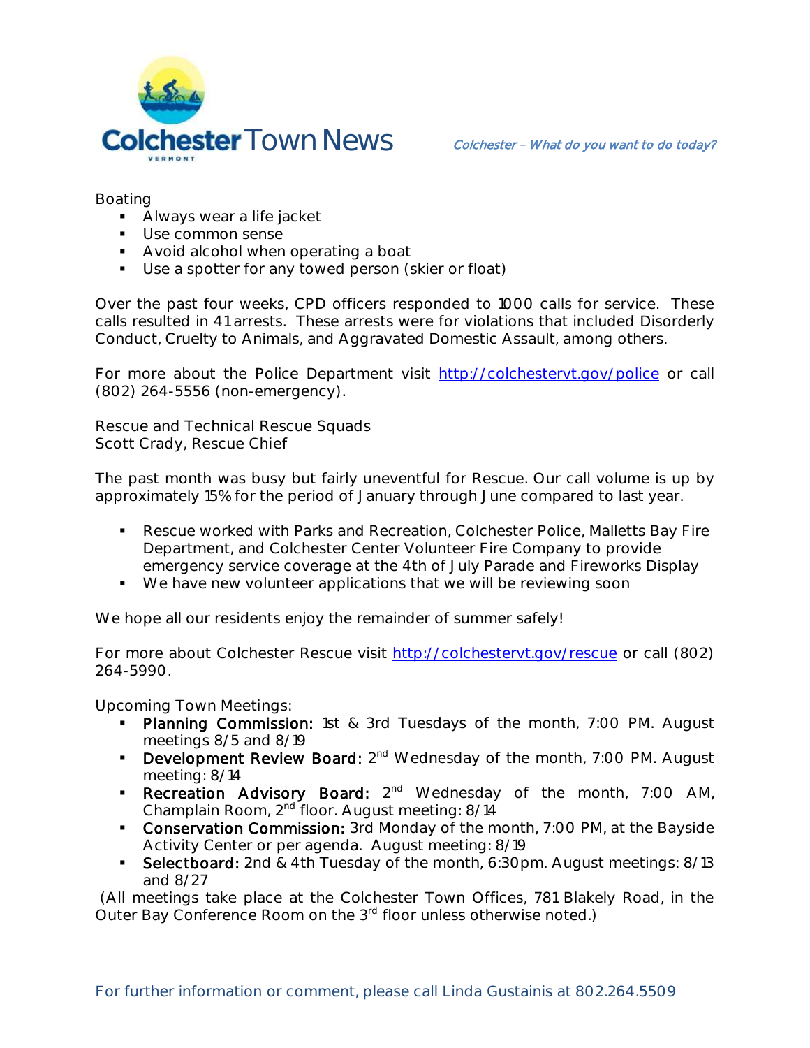Boating

- Always wear a life jacket
- Use common sense
- Avoid alcohol when operating a boat
- Use a spotter for any towed person (skier or float)

Over the past four weeks, CPD officers responded to 1000 calls for service. These calls resulted in 41 arrests. These arrests were for violations that included Disorderly Conduct, Cruelty to Animals, and Aggravated Domestic Assault, among others.

For more about the Police Department visit [http://colchestervt.gov/police](http://colchestervt.gov/police) or call (802) 264-5556 (non-emergency).

Rescue and Technical Rescue Squads
Scott Crady, Rescue Chief

The past month was busy but fairly uneventful for Rescue. Our call volume is up by approximately 15% for the period of January through June compared to last year.

- Rescue worked with Parks and Recreation, Colchester Police, Malletts Bay Fire Department, and Colchester Center Volunteer Fire Company to provide emergency service coverage at the 4th of July Parade and Fireworks Display
- We have new volunteer applications that we will be reviewing soon

We hope all our residents enjoy the remainder of summer safely!

For more about Colchester Rescue visit [http://colchestervt.gov/rescue](http://colchestervt.gov/rescue) or call (802) 264-5990.

Upcoming Town Meetings:

- **Planning Commission:** 1st & 3rd Tuesdays of the month, 7:00 PM. August meetings 8/5 and 8/19
- **Development Review Board:** 2nd Wednesday of the month, 7:00 PM. August meeting: 8/14
- **Recreation Advisory Board:** 2nd Wednesday of the month, 7:00 AM, Champlain Room, 2nd floor. August meeting: 8/14
- **Conservation Commission:** 3rd Monday of the month, 7:00 PM, at the Bayside Activity Center or per agenda. August meeting: 8/19
- **Selectboard:** 2nd & 4th Tuesday of the month, 6:30pm. August meetings: 8/13 and 8/27

(All meetings take place at the Colchester Town Offices, 781 Blakely Road, in the Outer Bay Conference Room on the 3rd floor unless otherwise noted.)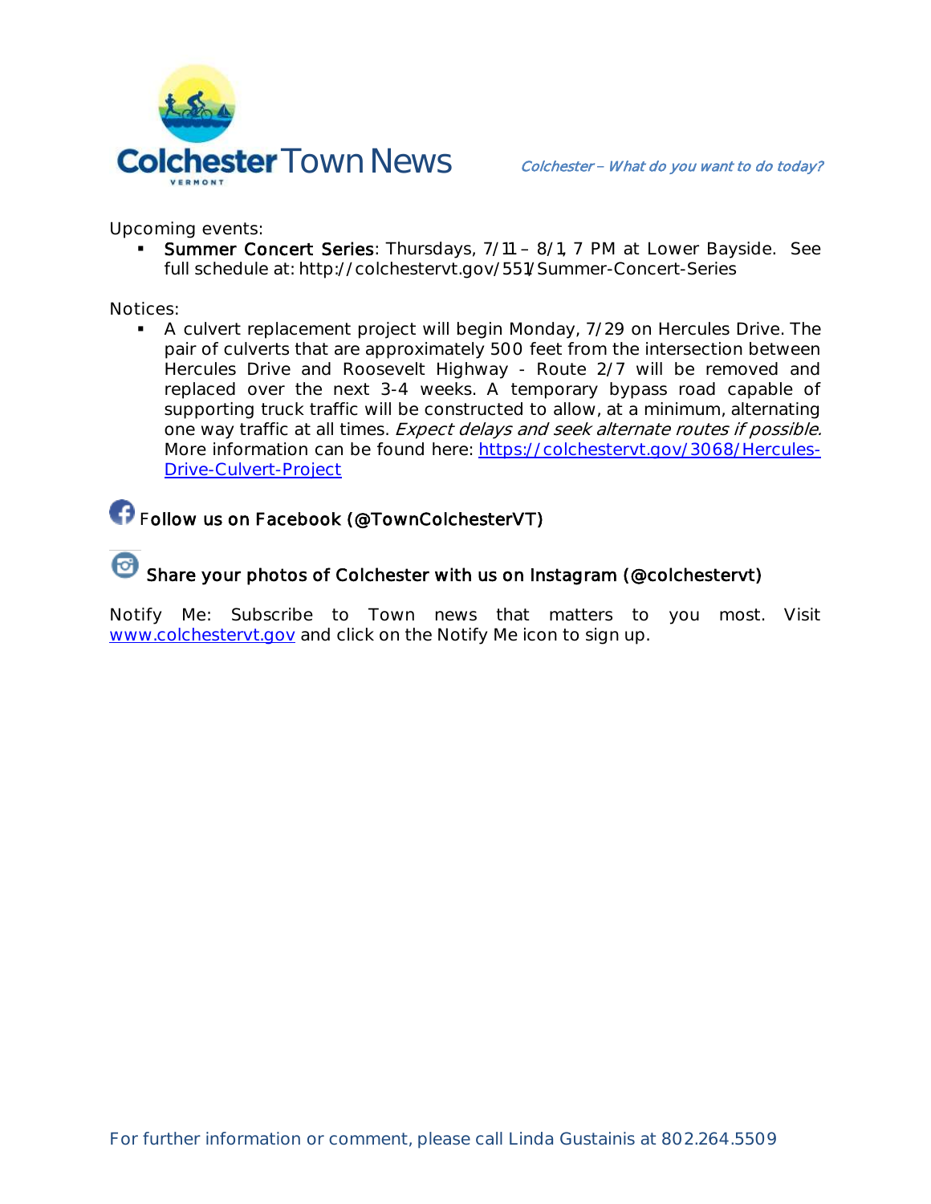Colchester Town News
VERMONT

*Colchester – What do you want to do today?*

Upcoming events:

- Summer Concert Series: Thursdays, 7/11 – 8/1, 7 PM at Lower Bayside. See full schedule at: http://colchestervt.gov/551/Summer-Concert-Series

Notices:

- A culvert replacement project will begin Monday, 7/29 on Hercules Drive. The pair of culverts that are approximately 500 feet from the intersection between Hercules Drive and Roosevelt Highway - Route 2/7 will be removed and replaced over the next 3-4 weeks. A temporary bypass road capable of supporting truck traffic will be constructed to allow, at a minimum, alternating one way traffic at all times. *Expect delays and seek alternate routes if possible.* More information can be found here: [https://colchestervt.gov/3068/Hercules-Drive-Culvert-Project](https://colchestervt.gov/3068/Hercules-Drive-Culvert-Project)

Follow us on Facebook (@TownColchesterVT)

Share your photos of Colchester with us on Instagram (@colchestervt)

Notify Me: Subscribe to Town news that matters to you most. Visit [www.colchestervt.gov](http://www.colchestervt.gov) and click on the Notify Me icon to sign up.

For further information or comment, please call Linda Gustainis at 802.264.5509